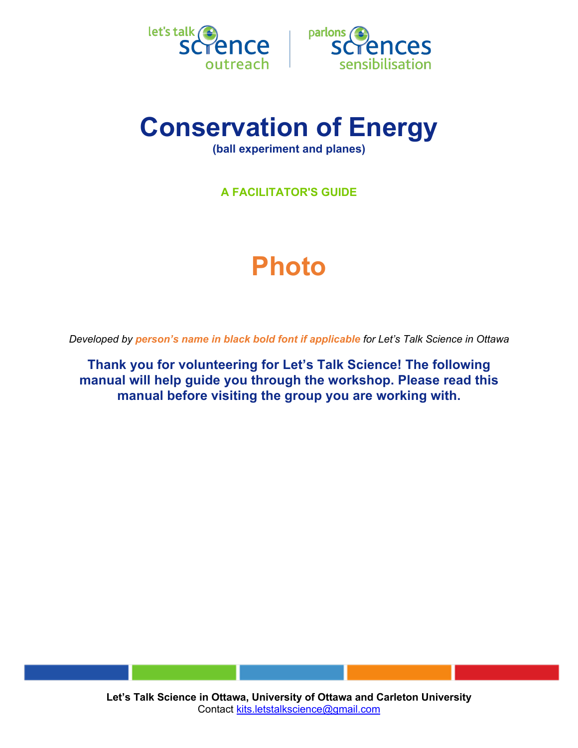# Conservation of Energy

**(ball experiment and planes)**

**A FACILITATOR'S GUIDE**

**Photo**

*Developed by **person's name in black bold font if applicable** for Let's Talk Science in Ottawa*

**Thank you for volunteering for Let's Talk Science! The following manual will help guide you through the workshop. Please read this manual before visiting the group you are working with.**

**Let's Talk Science in Ottawa, University of Ottawa and Carleton University**
Contact kits.letstalkscience@gmail.com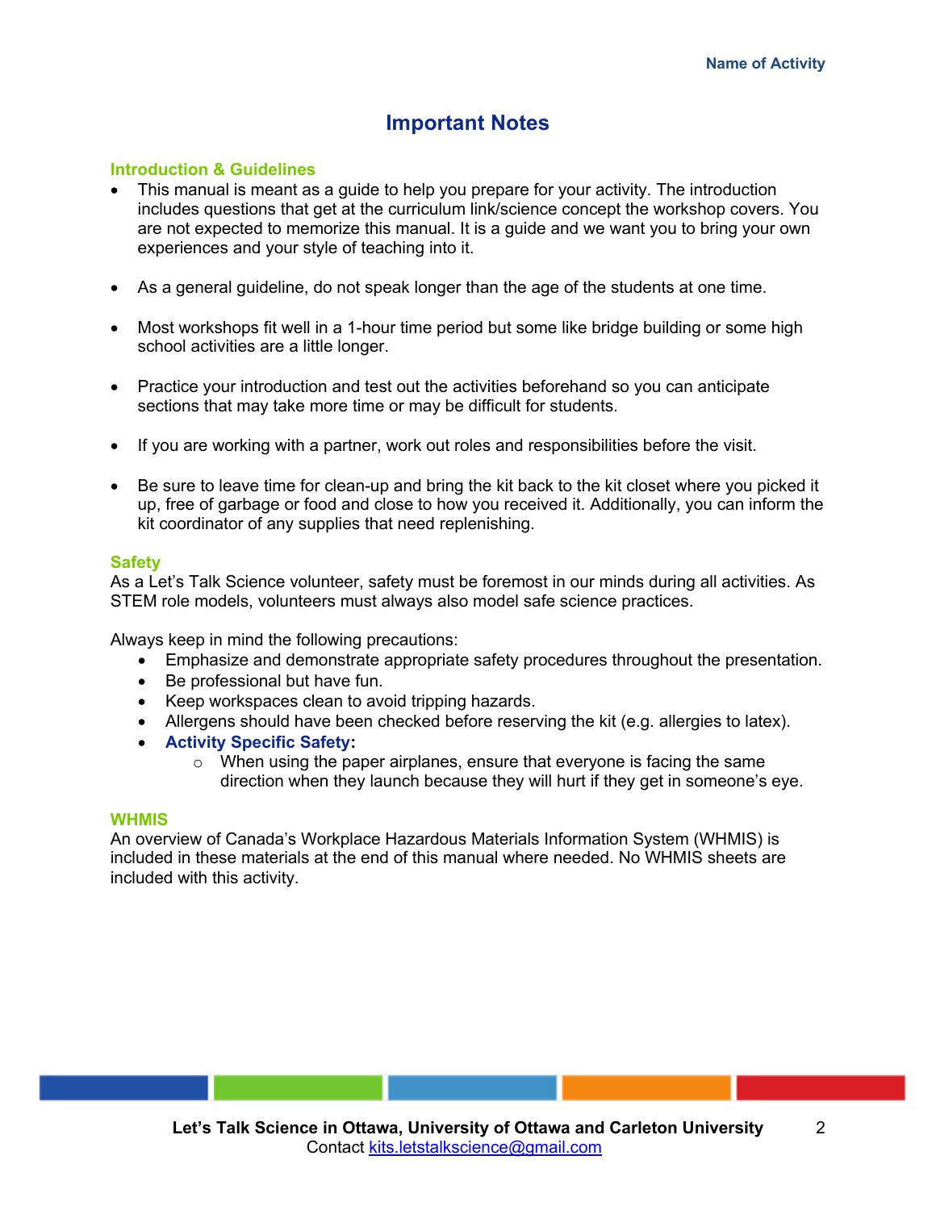# Important Notes

## Introduction & Guidelines

- This manual is meant as a guide to help you prepare for your activity. The introduction includes questions that get at the curriculum link/science concept the workshop covers. You are not expected to memorize this manual. It is a guide and we want you to bring your own experiences and your style of teaching into it.
- As a general guideline, do not speak longer than the age of the students at one time.
- Most workshops fit well in a 1-hour time period but some like bridge building or some high school activities are a little longer.
- Practice your introduction and test out the activities beforehand so you can anticipate sections that may take more time or may be difficult for students.
- If you are working with a partner, work out roles and responsibilities before the visit.
- Be sure to leave time for clean-up and bring the kit back to the kit closet where you picked it up, free of garbage or food and close to how you received it. Additionally, you can inform the kit coordinator of any supplies that need replenishing.

## Safety

As a Let's Talk Science volunteer, safety must be foremost in our minds during all activities. As STEM role models, volunteers must always also model safe science practices.

Always keep in mind the following precautions:

- Emphasize and demonstrate appropriate safety procedures throughout the presentation.
- Be professional but have fun.
- Keep workspaces clean to avoid tripping hazards.
- Allergens should have been checked before reserving the kit (e.g. allergies to latex).
- **Activity Specific Safety:**
  - When using the paper airplanes, ensure that everyone is facing the same direction when they launch because they will hurt if they get in someone's eye.

## WHMIS

An overview of Canada's Workplace Hazardous Materials Information System (WHMIS) is included in these materials at the end of this manual where needed. No WHMIS sheets are included with this activity.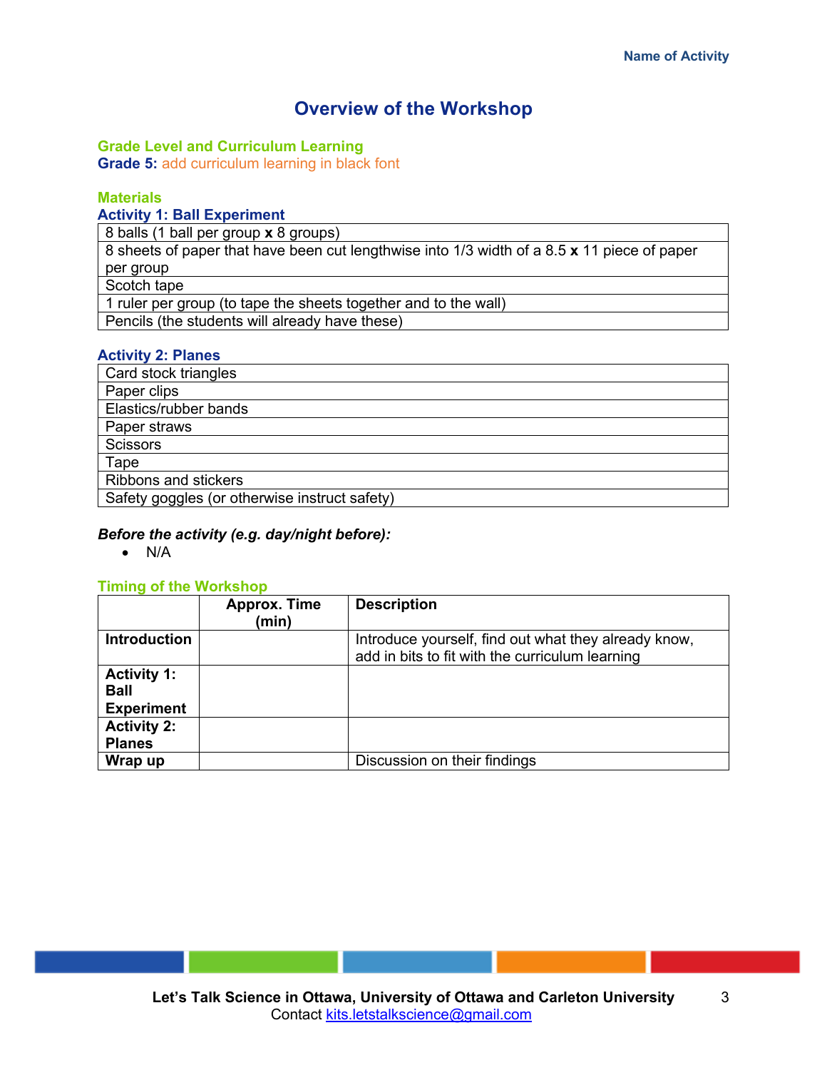# Overview of the Workshop

### Grade Level and Curriculum Learning

**Grade 5:** add curriculum learning in black font

### Materials

#### Activity 1: Ball Experiment

| |
|---|
| 8 balls (1 ball per group **x** 8 groups) |
| 8 sheets of paper that have been cut lengthwise into 1/3 width of a 8.5 **x** 11 piece of paper per group |
| Scotch tape |
| 1 ruler per group (to tape the sheets together and to the wall) |
| Pencils (the students will already have these) |

#### Activity 2: Planes

| |
|---|
| Card stock triangles |
| Paper clips |
| Elastics/rubber bands |
| Paper straws |
| Scissors |
| Tape |
| Ribbons and stickers |
| Safety goggles (or otherwise instruct safety) |

***Before the activity (e.g. day/night before):***

- N/A

### Timing of the Workshop

| | Approx. Time (min) | Description |
|---|---|---|
| **Introduction** | | Introduce yourself, find out what they already know, add in bits to fit with the curriculum learning |
| **Activity 1: Ball Experiment** | | |
| **Activity 2: Planes** | | |
| **Wrap up** | | Discussion on their findings |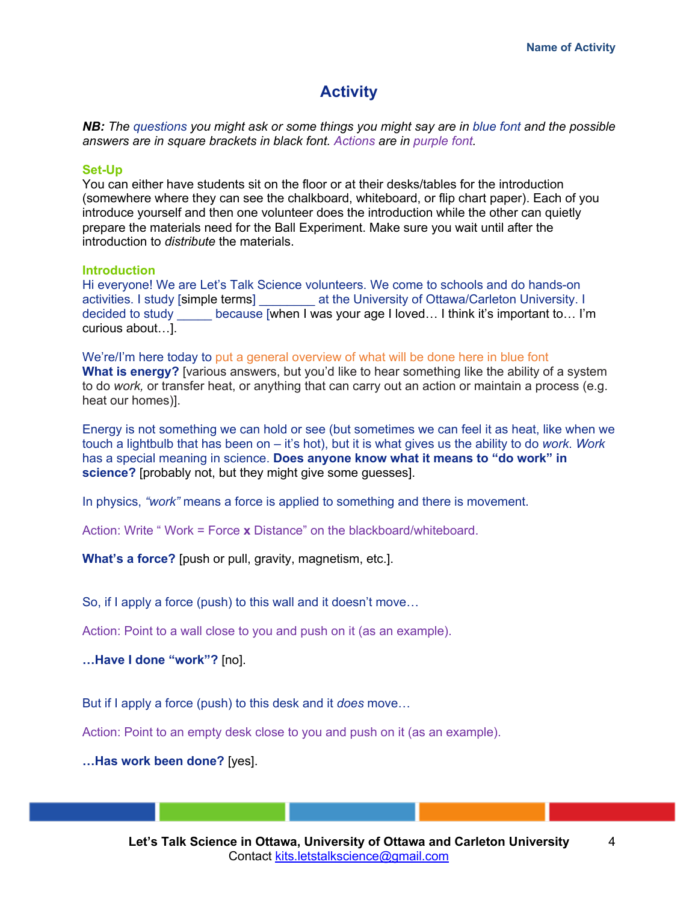## Activity

***NB:** The questions you might ask or some things you might say are in blue font and the possible answers are in square brackets in black font. Actions are in purple font.*

### Set-Up

You can either have students sit on the floor or at their desks/tables for the introduction (somewhere where they can see the chalkboard, whiteboard, or flip chart paper). Each of you introduce yourself and then one volunteer does the introduction while the other can quietly prepare the materials need for the Ball Experiment. Make sure you wait until after the introduction to *distribute* the materials.

### Introduction

Hi everyone! We are Let's Talk Science volunteers. We come to schools and do hands-on activities. I study [simple terms] ________ at the University of Ottawa/Carleton University. I decided to study _____ because [when I was your age I loved… I think it's important to… I'm curious about…].

We're/I'm here today to put a general overview of what will be done here in blue font

**What is energy?** [various answers, but you'd like to hear something like the ability of a system to do *work,* or transfer heat, or anything that can carry out an action or maintain a process (e.g. heat our homes)].

Energy is not something we can hold or see (but sometimes we can feel it as heat, like when we touch a lightbulb that has been on – it's hot), but it is what gives us the ability to do *work*. *Work* has a special meaning in science. **Does anyone know what it means to "do work" in science?** [probably not, but they might give some guesses].

In physics, *"work"* means a force is applied to something and there is movement.

Action: Write " Work = Force **x** Distance" on the blackboard/whiteboard.

**What's a force?** [push or pull, gravity, magnetism, etc.].

So, if I apply a force (push) to this wall and it doesn't move…

Action: Point to a wall close to you and push on it (as an example).

**…Have I done "work"?** [no].

But if I apply a force (push) to this desk and it *does* move…

Action: Point to an empty desk close to you and push on it (as an example).

**…Has work been done?** [yes].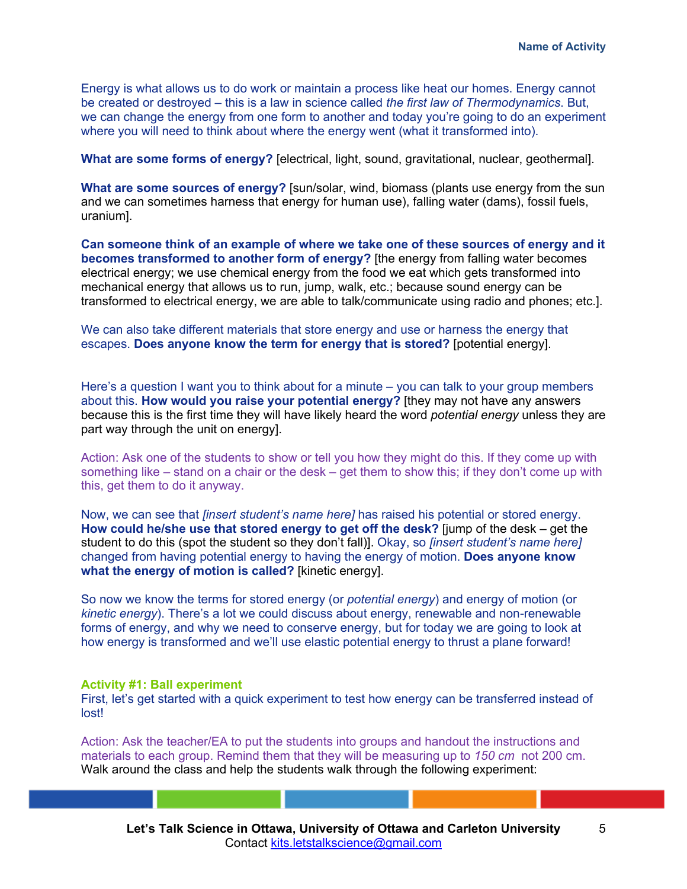Energy is what allows us to do work or maintain a process like heat our homes. Energy cannot be created or destroyed – this is a law in science called *the first law of Thermodynamics*. But, we can change the energy from one form to another and today you're going to do an experiment where you will need to think about where the energy went (what it transformed into).

**What are some forms of energy?** [electrical, light, sound, gravitational, nuclear, geothermal].

**What are some sources of energy?** [sun/solar, wind, biomass (plants use energy from the sun and we can sometimes harness that energy for human use), falling water (dams), fossil fuels, uranium].

**Can someone think of an example of where we take one of these sources of energy and it becomes transformed to another form of energy?** [the energy from falling water becomes electrical energy; we use chemical energy from the food we eat which gets transformed into mechanical energy that allows us to run, jump, walk, etc.; because sound energy can be transformed to electrical energy, we are able to talk/communicate using radio and phones; etc.].

We can also take different materials that store energy and use or harness the energy that escapes. **Does anyone know the term for energy that is stored?** [potential energy].

Here's a question I want you to think about for a minute – you can talk to your group members about this. **How would you raise your potential energy?** [they may not have any answers because this is the first time they will have likely heard the word *potential energy* unless they are part way through the unit on energy].

Action: Ask one of the students to show or tell you how they might do this. If they come up with something like – stand on a chair or the desk – get them to show this; if they don't come up with this, get them to do it anyway.

Now, we can see that *[insert student's name here]* has raised his potential or stored energy. **How could he/she use that stored energy to get off the desk?** [jump of the desk – get the student to do this (spot the student so they don't fall)]. Okay, so *[insert student's name here]* changed from having potential energy to having the energy of motion. **Does anyone know what the energy of motion is called?** [kinetic energy].

So now we know the terms for stored energy (or *potential energy*) and energy of motion (or *kinetic energy*). There's a lot we could discuss about energy, renewable and non-renewable forms of energy, and why we need to conserve energy, but for today we are going to look at how energy is transformed and we'll use elastic potential energy to thrust a plane forward!

**Activity #1: Ball experiment**

First, let's get started with a quick experiment to test how energy can be transferred instead of lost!

Action: Ask the teacher/EA to put the students into groups and handout the instructions and materials to each group. Remind them that they will be measuring up to *150 cm* not 200 cm. Walk around the class and help the students walk through the following experiment: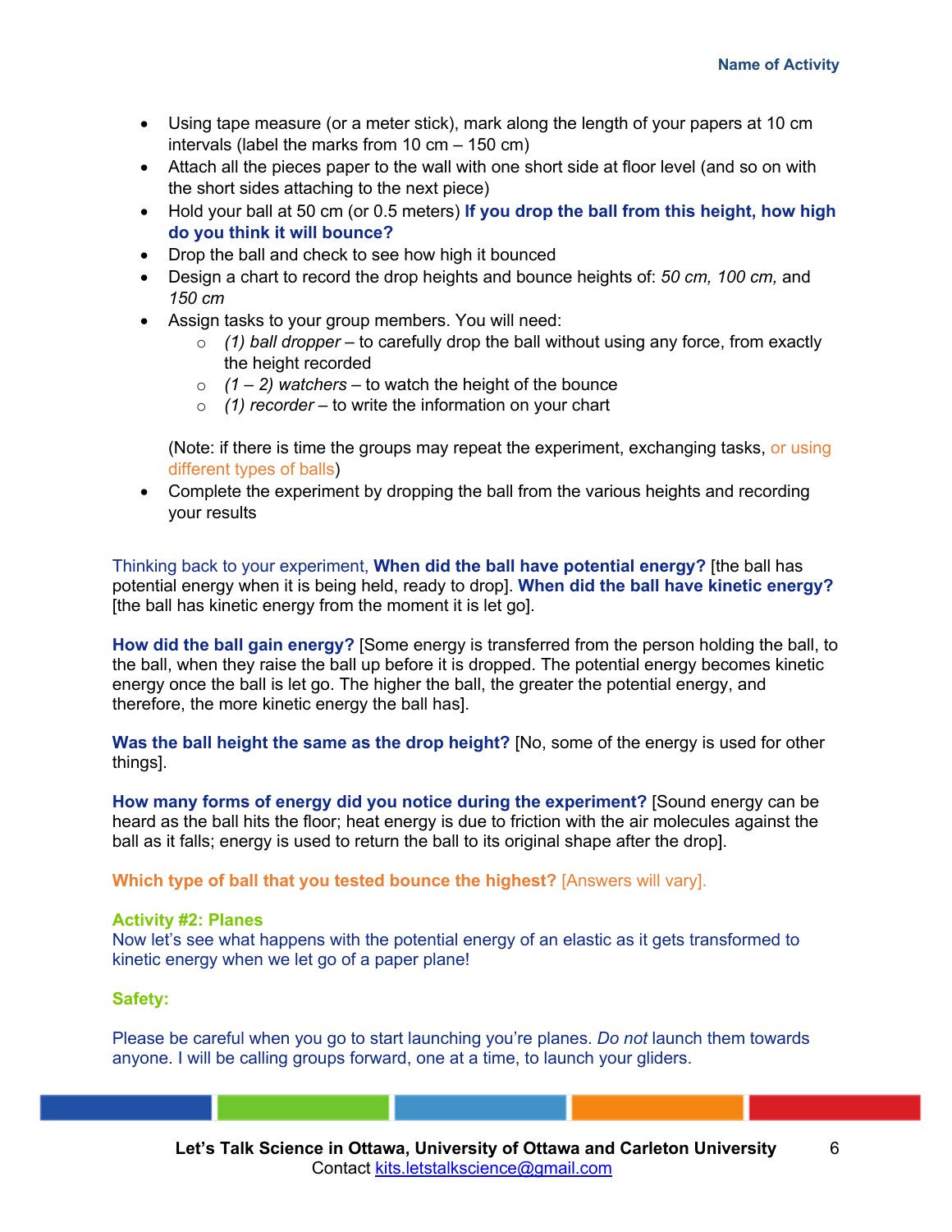- Using tape measure (or a meter stick), mark along the length of your papers at 10 cm intervals (label the marks from 10 cm – 150 cm)
- Attach all the pieces paper to the wall with one short side at floor level (and so on with the short sides attaching to the wall next piece)
- Hold your ball at 50 cm (or 0.5 meters) **If you drop the ball from this height, how high do you think it will bounce?**
- Drop the ball and check to see how high it bounced
- Design a chart to record the drop heights and bounce heights of: *50 cm, 100 cm,* and *150 cm*
- Assign tasks to your group members. You will need:
  - *(1) ball dropper* – to carefully drop the ball without using any force, from exactly the height recorded
  - *(1 – 2) watchers* – to watch the height of the bounce
  - *(1) recorder* – to write the information on your chart

  (Note: if there is time the groups may repeat the experiment, exchanging tasks, or using different types of balls)
- Complete the experiment by dropping the ball from the various heights and recording your results

Thinking back to your experiment, **When did the ball have potential energy?** [the ball has potential energy when it is being held, ready to drop]. **When did the ball have kinetic energy?** [the ball has kinetic energy from the moment it is let go].

**How did the ball gain energy?** [Some energy is transferred from the person holding the ball, to the ball, when they raise the ball up before it is dropped. The potential energy becomes kinetic energy once the ball is let go. The higher the ball, the greater the potential energy, and therefore, the more kinetic energy the ball has].

**Was the ball height the same as the drop height?** [No, some of the energy is used for other things].

**How many forms of energy did you notice during the experiment?** [Sound energy can be heard as the ball hits the floor; heat energy is due to friction with the air molecules against the ball as it falls; energy is used to return the ball to its original shape after the drop].

**Which type of ball that you tested bounce the highest?** [Answers will vary].

**Activity #2: Planes**

Now let's see what happens with the potential energy of an elastic as it gets transformed to kinetic energy when we let go of a paper plane!

**Safety:**

Please be careful when you go to start launching you're planes. *Do not* launch them towards anyone. I will be calling groups forward, one at a time, to launch your gliders.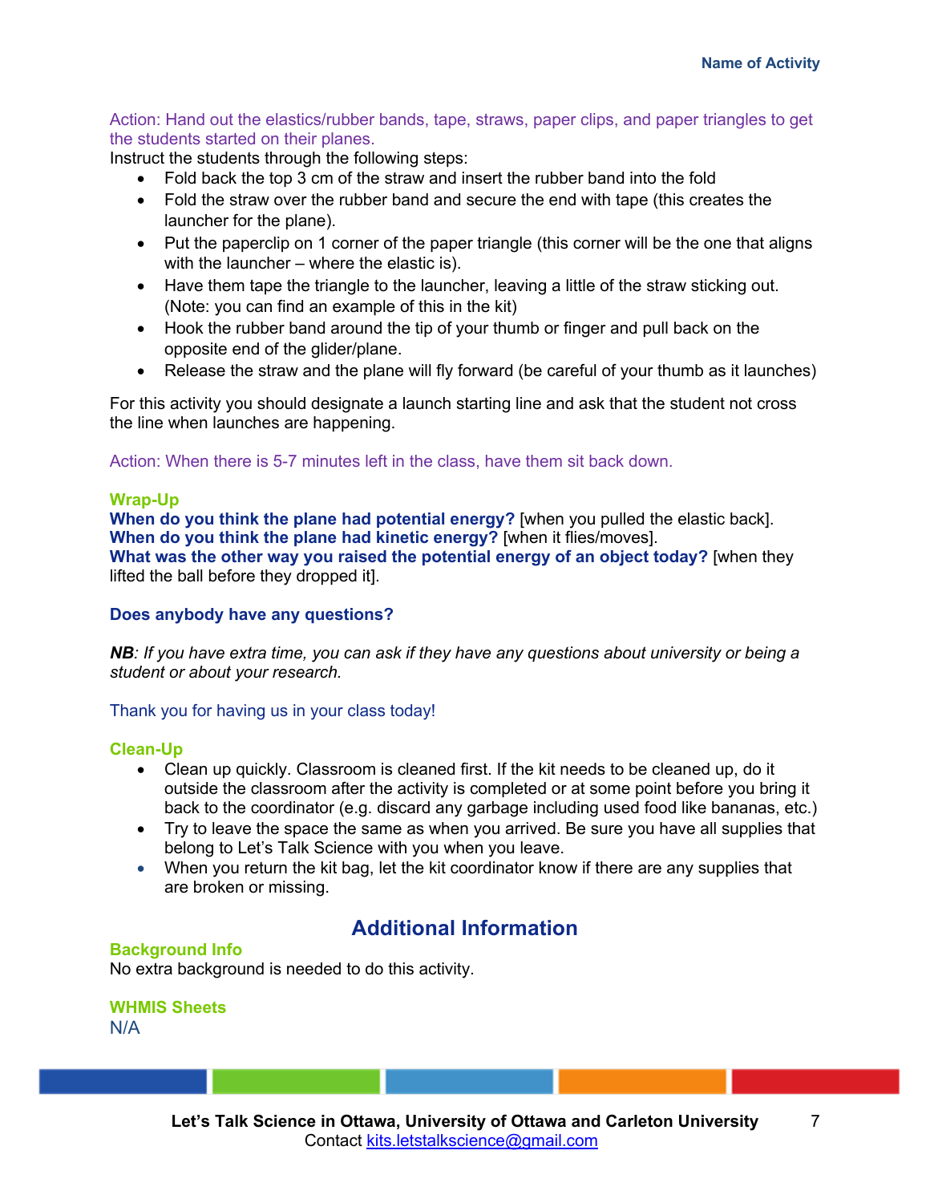Action: Hand out the elastics/rubber bands, tape, straws, paper clips, and paper triangles to get the students started on their planes.

Instruct the students through the following steps:

- Fold back the top 3 cm of the straw and insert the rubber band into the fold
- Fold the straw over the rubber band and secure the end with tape (this creates the launcher for the plane).
- Put the paperclip on 1 corner of the paper triangle (this corner will be the one that aligns with the launcher – where the elastic is).
- Have them tape the triangle to the launcher, leaving a little of the straw sticking out. (Note: you can find an example of this in the kit)
- Hook the rubber band around the tip of your thumb or finger and pull back on the opposite end of the glider/plane.
- Release the straw and the plane will fly forward (be careful of your thumb as it launches)

For this activity you should designate a launch starting line and ask that the student not cross the line when launches are happening.

Action: When there is 5-7 minutes left in the class, have them sit back down.

### Wrap-Up

**When do you think the plane had potential energy?** [when you pulled the elastic back].
**When do you think the plane had kinetic energy?** [when it flies/moves].
**What was the other way you raised the potential energy of an object today?** [when they lifted the ball before they dropped it].

**Does anybody have any questions?**

***NB**: If you have extra time, you can ask if they have any questions about university or being a student or about your research.*

Thank you for having us in your class today!

### Clean-Up

- Clean up quickly. Classroom is cleaned first. If the kit needs to be cleaned up, do it outside the classroom after the activity is completed or at some point before you bring it back to the coordinator (e.g. discard any garbage including used food like bananas, etc.)
- Try to leave the space the same as when you arrived. Be sure you have all supplies that belong to Let's Talk Science with you when you leave.
- When you return the kit bag, let the kit coordinator know if there are any supplies that are broken or missing.

## Additional Information

### Background Info

No extra background is needed to do this activity.

### WHMIS Sheets

N/A